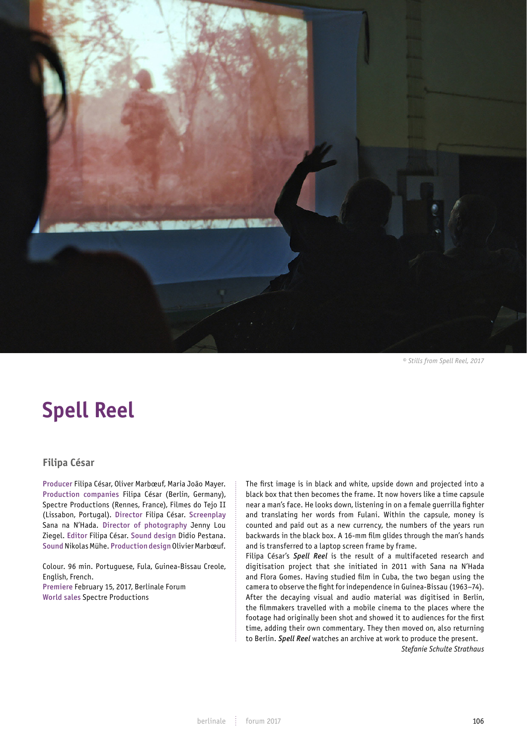© Stills from Spell Reel, 2017

# Spell Reel

## Filipa César

**Producer** Filipa César, Oliver Marbœuf, Maria João Mayer. **Production companies** Filipa César (Berlin, Germany), Spectre Productions (Rennes, France), Filmes do Tejo II (Lissabon, Portugal). **Director** Filipa César. **Screenplay** Sana na N'Hada. **Director of photography** Jenny Lou Ziegel. **Editor** Filipa César. **Sound design** Didio Pestana. **Sound** Nikolas Mühe. **Production design** Olivier Marbœuf.

Colour. 96 min. Portuguese, Fula, Guinea-Bissau Creole, English, French.
**Premiere** February 15, 2017, Berlinale Forum
**World sales** Spectre Productions

The first image is in black and white, upside down and projected into a black box that then becomes the frame. It now hovers like a time capsule near a man's face. He looks down, listening in on a female guerrilla fighter and translating her words from Fulani. Within the capsule, money is counted and paid out as a new currency, the numbers of the years run backwards in the black box. A 16-mm film glides through the man's hands and is transferred to a laptop screen frame by frame.

Filipa César's ***Spell Reel*** is the result of a multifaceted research and digitisation project that she initiated in 2011 with Sana na N'Hada and Flora Gomes. Having studied film in Cuba, the two began using the camera to observe the fight for independence in Guinea-Bissau (1963–74). After the decaying visual and audio material was digitised in Berlin, the filmmakers travelled with a mobile cinema to the places where the footage had originally been shot and showed it to audiences for the first time, adding their own commentary. They then moved on, also returning to Berlin. ***Spell Reel*** watches an archive at work to produce the present.

*Stefanie Schulte Strathaus*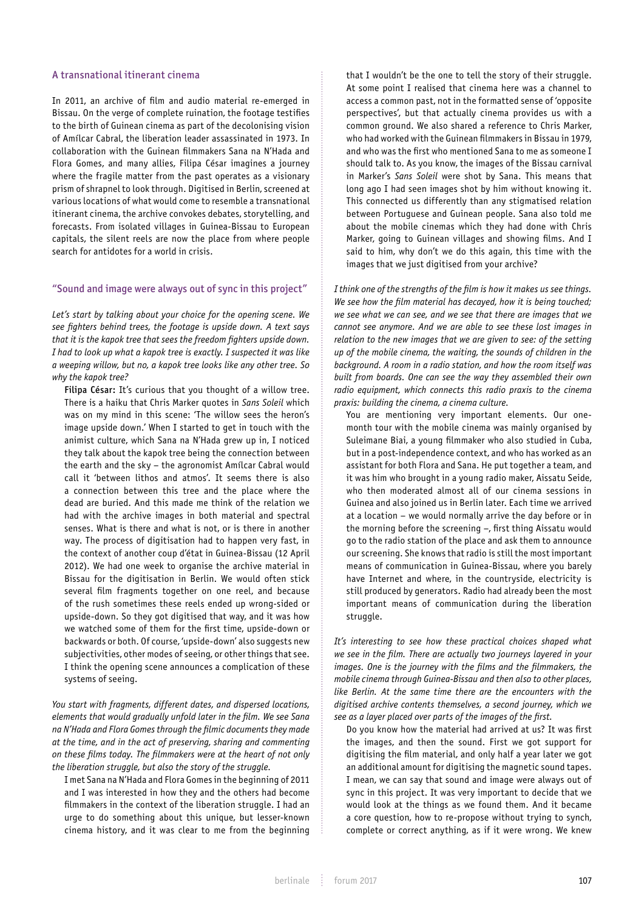## A transnational itinerant cinema

In 2011, an archive of film and audio material re-emerged in Bissau. On the verge of complete ruination, the footage testifies to the birth of Guinean cinema as part of the decolonising vision of Amílcar Cabral, the liberation leader assassinated in 1973. In collaboration with the Guinean filmmakers Sana na N'Hada and Flora Gomes, and many allies, Filipa César imagines a journey where the fragile matter from the past operates as a visionary prism of shrapnel to look through. Digitised in Berlin, screened at various locations of what would come to resemble a transnational itinerant cinema, the archive convokes debates, storytelling, and forecasts. From isolated villages in Guinea-Bissau to European capitals, the silent reels are now the place from where people search for antidotes for a world in crisis.

## "Sound and image were always out of sync in this project"

*Let's start by talking about your choice for the opening scene. We see fighters behind trees, the footage is upside down. A text says that it is the kapok tree that sees the freedom fighters upside down. I had to look up what a kapok tree is exactly. I suspected it was like a weeping willow, but no, a kapok tree looks like any other tree. So why the kapok tree?*

**Filipa César:** It's curious that you thought of a willow tree. There is a haiku that Chris Marker quotes in *Sans Soleil* which was on my mind in this scene: 'The willow sees the heron's image upside down.' When I started to get in touch with the animist culture, which Sana na N'Hada grew up in, I noticed they talk about the kapok tree being the connection between the earth and the sky – the agronomist Amílcar Cabral would call it 'between lithos and atmos'. It seems there is also a connection between this tree and the place where the dead are buried. And this made me think of the relation we had with the archive images in both material and spectral senses. What is there and what is not, or is there in another way. The process of digitisation had to happen very fast, in the context of another coup d'état in Guinea-Bissau (12 April 2012). We had one week to organise the archive material in Bissau for the digitisation in Berlin. We would often stick several film fragments together on one reel, and because of the rush sometimes these reels ended up wrong-sided or upside-down. So they got digitised that way, and it was how we watched some of them for the first time, upside-down or backwards or both. Of course, 'upside-down' also suggests new subjectivities, other modes of seeing, or other things that see. I think the opening scene announces a complication of these systems of seeing.

*You start with fragments, different dates, and dispersed locations, elements that would gradually unfold later in the film. We see Sana na N'Hada and Flora Gomes through the filmic documents they made at the time, and in the act of preserving, sharing and commenting on these films today. The filmmakers were at the heart of not only the liberation struggle, but also the story of the struggle.*

I met Sana na N'Hada and Flora Gomes in the beginning of 2011 and I was interested in how they and the others had become filmmakers in the context of the liberation struggle. I had an urge to do something about this unique, but lesser-known cinema history, and it was clear to me from the beginning that I wouldn't be the one to tell the story of their struggle. At some point I realised that cinema here was a channel to access a common past, not in the formatted sense of 'opposite perspectives', but that actually cinema provides us with a common ground. We also shared a reference to Chris Marker, who had worked with the Guinean filmmakers in Bissau in 1979, and who was the first who mentioned Sana to me as someone I should talk to. As you know, the images of the Bissau carnival in Marker's *Sans Soleil* were shot by Sana. This means that long ago I had seen images shot by him without knowing it. This connected us differently than any stigmatised relation between Portuguese and Guinean people. Sana also told me about the mobile cinemas which they had done with Chris Marker, going to Guinean villages and showing films. And I said to him, why don't we do this again, this time with the images that we just digitised from your archive?

*I think one of the strengths of the film is how it makes us see things. We see how the film material has decayed, how it is being touched; we see what we can see, and we see that there are images that we cannot see anymore. And we are able to see these lost images in relation to the new images that we are given to see: of the setting up of the mobile cinema, the waiting, the sounds of children in the background. A room in a radio station, and how the room itself was built from boards. One can see the way they assembled their own radio equipment, which connects this radio praxis to the cinema praxis: building the cinema, a cinema culture.*

You are mentioning very important elements. Our one-month tour with the mobile cinema was mainly organised by Suleimane Biai, a young filmmaker who also studied in Cuba, but in a post-independence context, and who has worked as an assistant for both Flora and Sana. He put together a team, and it was him who brought in a young radio maker, Aissatu Seide, who then moderated almost all of our cinema sessions in Guinea and also joined us in Berlin later. Each time we arrived at a location – we would normally arrive the day before or in the morning before the screening –, first thing Aissatu would go to the radio station of the place and ask them to announce our screening. She knows that radio is still the most important means of communication in Guinea-Bissau, where you barely have Internet and where, in the countryside, electricity is still produced by generators. Radio had already been the most important means of communication during the liberation struggle.

*It's interesting to see how these practical choices shaped what we see in the film. There are actually two journeys layered in your images. One is the journey with the films and the filmmakers, the mobile cinema through Guinea-Bissau and then also to other places, like Berlin. At the same time there are the encounters with the digitised archive contents themselves, a second journey, which we see as a layer placed over parts of the images of the first.*

Do you know how the material had arrived at us? It was first the images, and then the sound. First we got support for digitising the film material, and only half a year later we got an additional amount for digitising the magnetic sound tapes. I mean, we can say that sound and image were always out of sync in this project. It was very important to decide that we would look at the things as we found them. And it became a core question, how to re-propose without trying to synch, complete or correct anything, as if it were wrong. We knew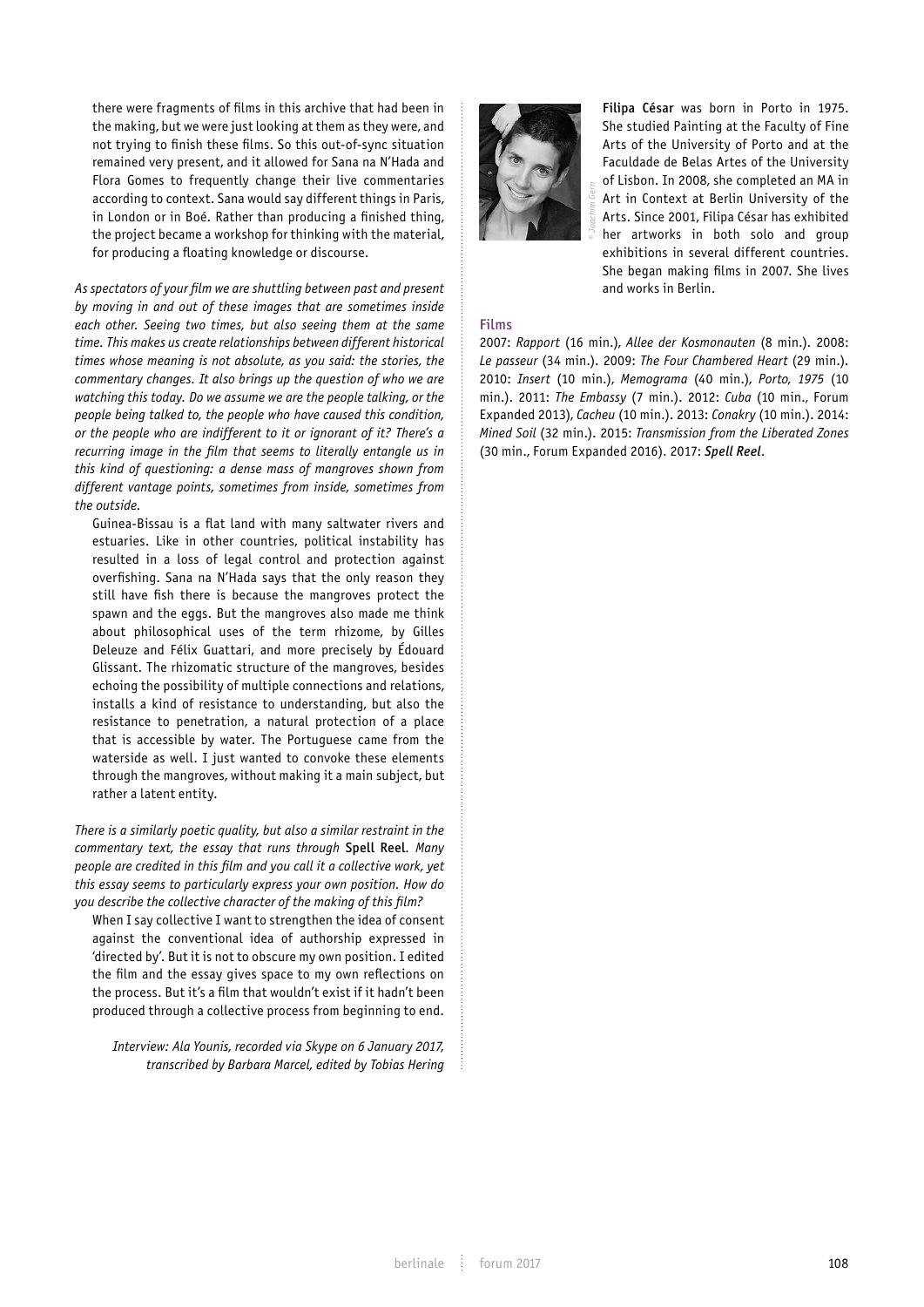there were fragments of films in this archive that had been in the making, but we were just looking at them as they were, and not trying to finish these films. So this out-of-sync situation remained very present, and it allowed for Sana na N'Hada and Flora Gomes to frequently change their live commentaries according to context. Sana would say different things in Paris, in London or in Boé. Rather than producing a finished thing, the project became a workshop for thinking with the material, for producing a floating knowledge or discourse.

*As spectators of your film we are shuttling between past and present by moving in and out of these images that are sometimes inside each other. Seeing two times, but also seeing them at the same time. This makes us create relationships between different historical times whose meaning is not absolute, as you said: the stories, the commentary changes. It also brings up the question of who we are watching this today. Do we assume we are the people talking, or the people being talked to, the people who have caused this condition, or the people who are indifferent to it or ignorant of it? There's a recurring image in the film that seems to literally entangle us in this kind of questioning: a dense mass of mangroves shown from different vantage points, sometimes from inside, sometimes from the outside.*

Guinea-Bissau is a flat land with many saltwater rivers and estuaries. Like in other countries, political instability has resulted in a loss of legal control and protection against overfishing. Sana na N'Hada says that the only reason they still have fish there is because the mangroves protect the spawn and the eggs. But the mangroves also made me think about philosophical uses of the term rhizome, by Gilles Deleuze and Félix Guattari, and more precisely by Édouard Glissant. The rhizomatic structure of the mangroves, besides echoing the possibility of multiple connections and relations, installs a kind of resistance to understanding, but also the resistance to penetration, a natural protection of a place that is accessible by water. The Portuguese came from the waterside as well. I just wanted to convoke these elements through the mangroves, without making it a main subject, but rather a latent entity.

*There is a similarly poetic quality, but also a similar restraint in the commentary text, the essay that runs through* **Spell Reel**. *Many people are credited in this film and you call it a collective work, yet this essay seems to particularly express your own position. How do you describe the collective character of the making of this film?*

When I say collective I want to strengthen the idea of consent against the conventional idea of authorship expressed in 'directed by'. But it is not to obscure my own position. I edited the film and the essay gives space to my own reflections on the process. But it's a film that wouldn't exist if it hadn't been produced through a collective process from beginning to end.

*Interview: Ala Younis, recorded via Skype on 6 January 2017, transcribed by Barbara Marcel, edited by Tobias Hering*

© Joachim Gern

**Filipa César** was born in Porto in 1975. She studied Painting at the Faculty of Fine Arts of the University of Porto and at the Faculdade de Belas Artes of the University of Lisbon. In 2008, she completed an MA in Art in Context at Berlin University of the Arts. Since 2001, Filipa César has exhibited her artworks in both solo and group exhibitions in several different countries. She began making films in 2007. She lives and works in Berlin.

### Films

2007: *Rapport* (16 min.), *Allee der Kosmonauten* (8 min.). 2008: *Le passeur* (34 min.). 2009: *The Four Chambered Heart* (29 min.). 2010: *Insert* (10 min.), *Memograma* (40 min.), *Porto, 1975* (10 min.). 2011: *The Embassy* (7 min.). 2012: *Cuba* (10 min., Forum Expanded 2013), *Cacheu* (10 min.). 2013: *Conakry* (10 min.). 2014: *Mined Soil* (32 min.). 2015: *Transmission from the Liberated Zones* (30 min., Forum Expanded 2016). 2017: ***Spell Reel***.